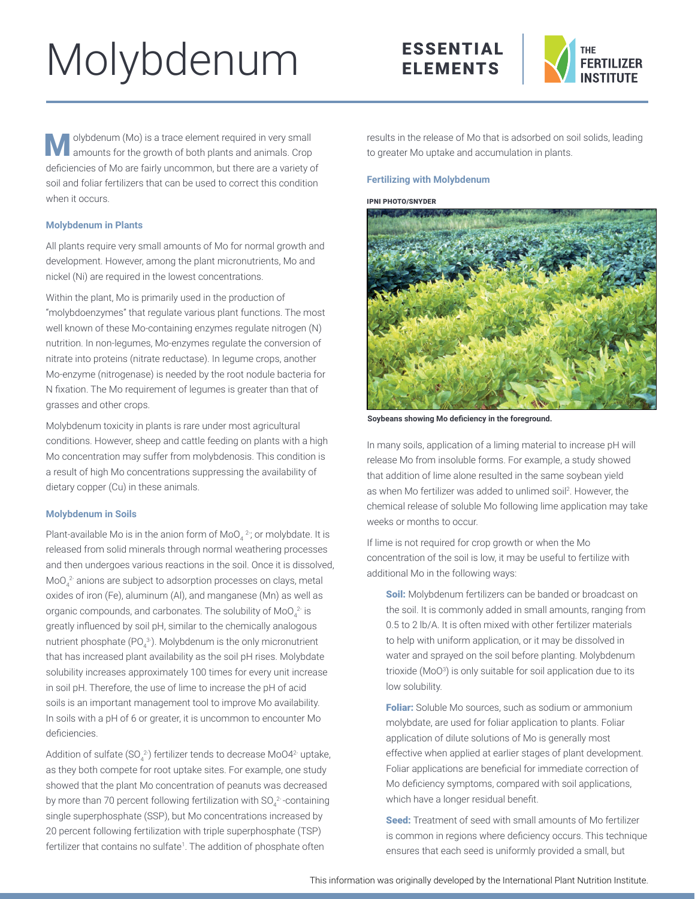# Molybdenum

ESSENTIAL ELEMENTS

THE FERTILIZER INSTITUTE

Molybdenum (Mo) is a trace element required in very small amounts for the growth of both plants and animals. Crop deficiencies of Mo are fairly uncommon, but there are a variety of soil and foliar fertilizers that can be used to correct this condition when it occurs.

### Molybdenum in Plants

All plants require very small amounts of Mo for normal growth and development. However, among the plant micronutrients, Mo and nickel (Ni) are required in the lowest concentrations.

Within the plant, Mo is primarily used in the production of "molybdoenzymes" that regulate various plant functions. The most well known of these Mo-containing enzymes regulate nitrogen (N) nutrition. In non-legumes, Mo-enzymes regulate the conversion of nitrate into proteins (nitrate reductase). In legume crops, another Mo-enzyme (nitrogenase) is needed by the root nodule bacteria for N fixation. The Mo requirement of legumes is greater than that of grasses and other crops.

Molybdenum toxicity in plants is rare under most agricultural conditions. However, sheep and cattle feeding on plants with a high Mo concentration may suffer from molybdenosis. This condition is a result of high Mo concentrations suppressing the availability of dietary copper (Cu) in these animals.

### Molybdenum in Soils

Plant-available Mo is in the anion form of $MoO_4^{2-}$; or molybdate. It is released from solid minerals through normal weathering processes and then undergoes various reactions in the soil. Once it is dissolved, $MoO_4^{2-}$ anions are subject to adsorption processes on clays, metal oxides of iron (Fe), aluminum (Al), and manganese (Mn) as well as organic compounds, and carbonates. The solubility of $MoO_4^{2-}$ is greatly influenced by soil pH, similar to the chemically analogous nutrient phosphate ($PO_4^{3-}$). Molybdenum is the only micronutrient that has increased plant availability as the soil pH rises. Molybdate solubility increases approximately 100 times for every unit increase in soil pH. Therefore, the use of lime to increase the pH of acid soils is an important management tool to improve Mo availability. In soils with a pH of 6 or greater, it is uncommon to encounter Mo deficiencies.

Addition of sulfate ($SO_4^{2-}$) fertilizer tends to decrease $MoO4^{2-}$ uptake, as they both compete for root uptake sites. For example, one study showed that the plant Mo concentration of peanuts was decreased by more than 70 percent following fertilization with $SO_4^{2-}$-containing single superphosphate (SSP), but Mo concentrations increased by 20 percent following fertilization with triple superphosphate (TSP) fertilizer that contains no sulfate[1]. The addition of phosphate often results in the release of Mo that is adsorbed on soil solids, leading to greater Mo uptake and accumulation in plants.

### Fertilizing with Molybdenum

IPNI PHOTO/SNYDER

**Soybeans showing Mo deficiency in the foreground.**

In many soils, application of a liming material to increase pH will release Mo from insoluble forms. For example, a study showed that addition of lime alone resulted in the same soybean yield as when Mo fertilizer was added to unlimed soil[2]. However, the chemical release of soluble Mo following lime application may take weeks or months to occur.

If lime is not required for crop growth or when the Mo concentration of the soil is low, it may be useful to fertilize with additional Mo in the following ways:

**Soil:** Molybdenum fertilizers can be banded or broadcast on the soil. It is commonly added in small amounts, ranging from 0.5 to 2 lb/A. It is often mixed with other fertilizer materials to help with uniform application, or it may be dissolved in water and sprayed on the soil before planting. Molybdenum trioxide ($MoO^3$) is only suitable for soil application due to its low solubility.

**Foliar:** Soluble Mo sources, such as sodium or ammonium molybdate, are used for foliar application to plants. Foliar application of dilute solutions of Mo is generally most effective when applied at earlier stages of plant development. Foliar applications are beneficial for immediate correction of Mo deficiency symptoms, compared with soil applications, which have a longer residual benefit.

**Seed:** Treatment of seed with small amounts of Mo fertilizer is common in regions where deficiency occurs. This technique ensures that each seed is uniformly provided a small, but

This information was originally developed by the International Plant Nutrition Institute.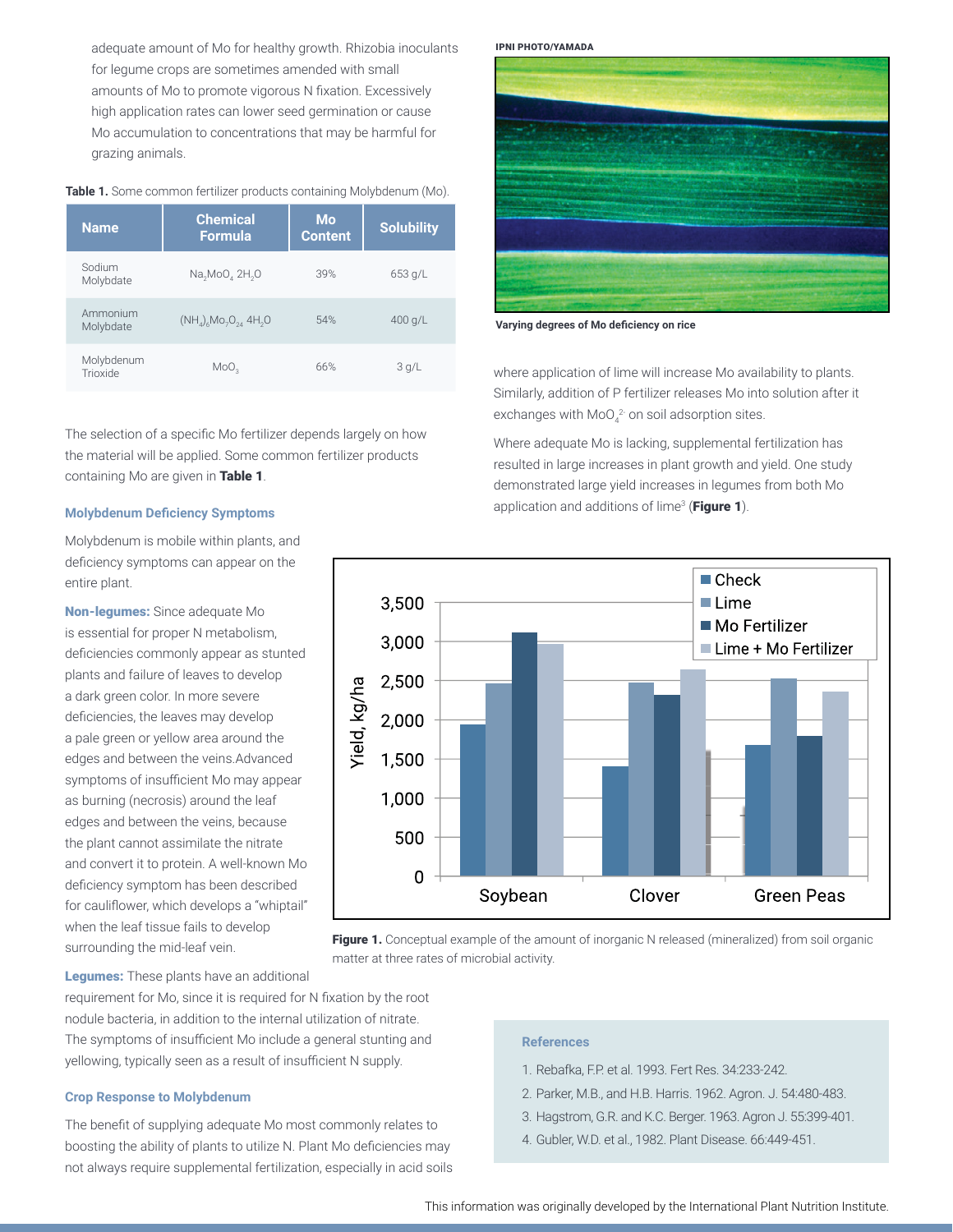adequate amount of Mo for healthy growth. Rhizobia inoculants for legume crops are sometimes amended with small amounts of Mo to promote vigorous N fixation. Excessively high application rates can lower seed germination or cause Mo accumulation to concentrations that may be harmful for grazing animals.

**Table 1.** Some common fertilizer products containing Molybdenum (Mo).

| Name | Chemical Formula | Mo Content | Solubility |
|---|---|---|---|
| Sodium Molybdate | $Na_2MoO_4\ 2H_2O$ | 39% | 653 g/L |
| Ammonium Molybdate | $(NH_4)_6Mo_7O_{24}\ 4H_2O$ | 54% | 400 g/L |
| Molybdenum Trioxide | $MoO_3$ | 66% | 3 g/L |

The selection of a specific Mo fertilizer depends largely on how the material will be applied. Some common fertilizer products containing Mo are given in **Table 1**.

### Molybdenum Deficiency Symptoms

Molybdenum is mobile within plants, and deficiency symptoms can appear on the entire plant.

**Non-legumes:** Since adequate Mo is essential for proper N metabolism, deficiencies commonly appear as stunted plants and failure of leaves to develop a dark green color. In more severe deficiencies, the leaves may develop a pale green or yellow area around the edges and between the veins.Advanced symptoms of insufficient Mo may appear as burning (necrosis) around the leaf edges and between the veins, because the plant cannot assimilate the nitrate and convert it to protein. A well-known Mo deficiency symptom has been described for cauliflower, which develops a "whiptail" when the leaf tissue fails to develop surrounding the mid-leaf vein.

**Legumes:** These plants have an additional requirement for Mo, since it is required for N fixation by the root nodule bacteria, in addition to the internal utilization of nitrate. The symptoms of insufficient Mo include a general stunting and yellowing, typically seen as a result of insufficient N supply.

### Crop Response to Molybdenum

The benefit of supplying adequate Mo most commonly relates to boosting the ability of plants to utilize N. Plant Mo deficiencies may not always require supplemental fertilization, especially in acid soils where application of lime will increase Mo availability to plants. Similarly, addition of P fertilizer releases Mo into solution after it exchanges with $MoO_4^{2-}$ on soil adsorption sites.

Where adequate Mo is lacking, supplemental fertilization has resulted in large increases in plant growth and yield. One study demonstrated large yield increases in legumes from both Mo application and additions of lime[3] (**Figure 1**).

IPNI PHOTO/YAMADA

Varying degrees of Mo deficiency on rice

Check
Lime
Mo Fertilizer
Lime + Mo Fertilizer

Yield, kg/ha

3,500
3,000
2,500
2,000
1,500
1,000
500
0

Soybean
Clover
Green Peas

**Figure 1.** Conceptual example of the amount of inorganic N released (mineralized) from soil organic matter at three rates of microbial activity.

### References

1. Rebafka, F.P. et al. 1993. Fert Res. 34:233-242.
2. Parker, M.B., and H.B. Harris. 1962. Agron. J. 54:480-483.
3. Hagstrom, G.R. and K.C. Berger. 1963. Agron J. 55:399-401.
4. Gubler, W.D. et al., 1982. Plant Disease. 66:449-451.

This information was originally developed by the International Plant Nutrition Institute.